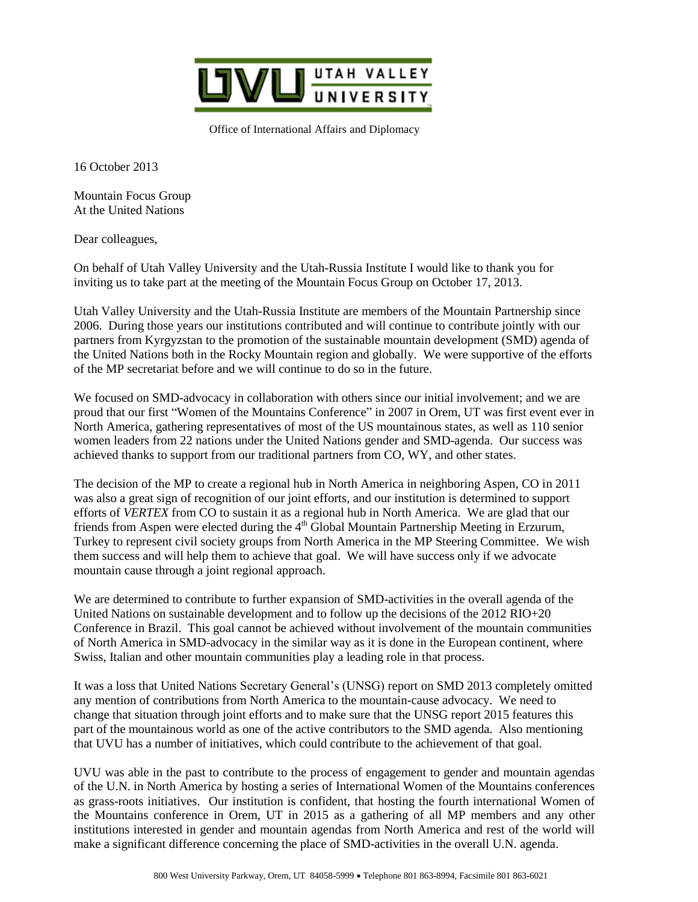UTAH VALLEY UNIVERSITY

Office of International Affairs and Diplomacy

16 October 2013

Mountain Focus Group
At the United Nations

Dear colleagues,

On behalf of Utah Valley University and the Utah-Russia Institute I would like to thank you for inviting us to take part at the meeting of the Mountain Focus Group on October 17, 2013.

Utah Valley University and the Utah-Russia Institute are members of the Mountain Partnership since 2006. During those years our institutions contributed and will continue to contribute jointly with our partners from Kyrgyzstan to the promotion of the sustainable mountain development (SMD) agenda of the United Nations both in the Rocky Mountain region and globally. We were supportive of the efforts of the MP secretariat before and we will continue to do so in the future.

We focused on SMD-advocacy in collaboration with others since our initial involvement; and we are proud that our first "Women of the Mountains Conference" in 2007 in Orem, UT was first event ever in North America, gathering representatives of most of the US mountainous states, as well as 110 senior women leaders from 22 nations under the United Nations gender and SMD-agenda. Our success was achieved thanks to support from our traditional partners from CO, WY, and other states.

The decision of the MP to create a regional hub in North America in neighboring Aspen, CO in 2011 was also a great sign of recognition of our joint efforts, and our institution is determined to support efforts of *VERTEX* from CO to sustain it as a regional hub in North America. We are glad that our friends from Aspen were elected during the 4th Global Mountain Partnership Meeting in Erzurum, Turkey to represent civil society groups from North America in the MP Steering Committee. We wish them success and will help them to achieve that goal. We will have success only if we advocate mountain cause through a joint regional approach.

We are determined to contribute to further expansion of SMD-activities in the overall agenda of the United Nations on sustainable development and to follow up the decisions of the 2012 RIO+20 Conference in Brazil. This goal cannot be achieved without involvement of the mountain communities of North America in SMD-advocacy in the similar way as it is done in the European continent, where Swiss, Italian and other mountain communities play a leading role in that process.

It was a loss that United Nations Secretary General's (UNSG) report on SMD 2013 completely omitted any mention of contributions from North America to the mountain-cause advocacy. We need to change that situation through joint efforts and to make sure that the UNSG report 2015 features this part of the mountainous world as one of the active contributors to the SMD agenda. Also mentioning that UVU has a number of initiatives, which could contribute to the achievement of that goal.

UVU was able in the past to contribute to the process of engagement to gender and mountain agendas of the U.N. in North America by hosting a series of International Women of the Mountains conferences as grass-roots initiatives. Our institution is confident, that hosting the fourth international Women of the Mountains conference in Orem, UT in 2015 as a gathering of all MP members and any other institutions interested in gender and mountain agendas from North America and rest of the world will make a significant difference concerning the place of SMD-activities in the overall U.N. agenda.

800 West University Parkway, Orem, UT 84058-5999 • Telephone 801 863-8994, Facsimile 801 863-6021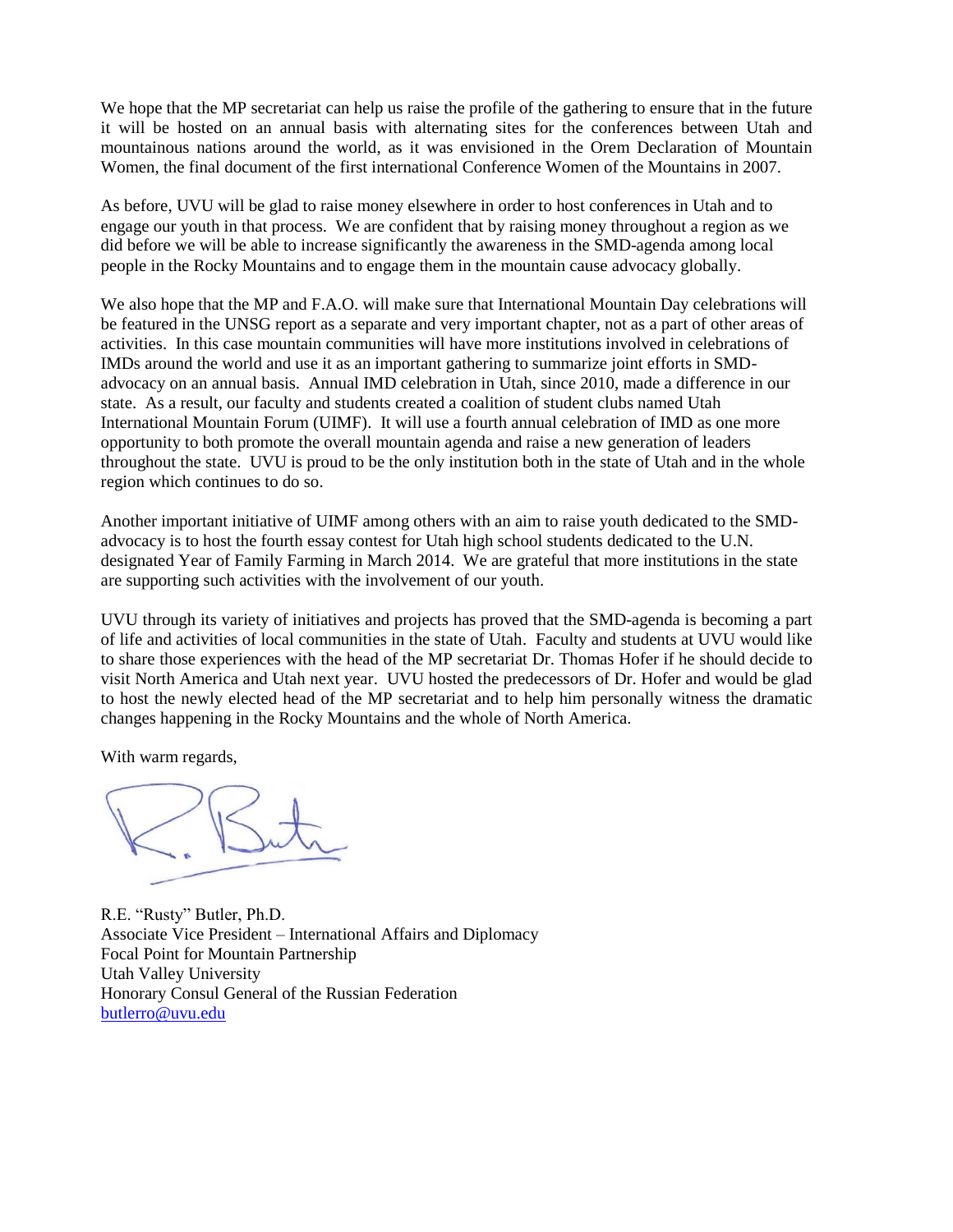We hope that the MP secretariat can help us raise the profile of the gathering to ensure that in the future it will be hosted on an annual basis with alternating sites for the conferences between Utah and mountainous nations around the world, as it was envisioned in the Orem Declaration of Mountain Women, the final document of the first international Conference Women of the Mountains in 2007.

As before, UVU will be glad to raise money elsewhere in order to host conferences in Utah and to engage our youth in that process. We are confident that by raising money throughout a region as we did before we will be able to increase significantly the awareness in the SMD-agenda among local people in the Rocky Mountains and to engage them in the mountain cause advocacy globally.

We also hope that the MP and F.A.O. will make sure that International Mountain Day celebrations will be featured in the UNSG report as a separate and very important chapter, not as a part of other areas of activities. In this case mountain communities will have more institutions involved in celebrations of IMDs around the world and use it as an important gathering to summarize joint efforts in SMD-advocacy on an annual basis. Annual IMD celebration in Utah, since 2010, made a difference in our state. As a result, our faculty and students created a coalition of student clubs named Utah International Mountain Forum (UIMF). It will use a fourth annual celebration of IMD as one more opportunity to both promote the overall mountain agenda and raise a new generation of leaders throughout the state. UVU is proud to be the only institution both in the state of Utah and in the whole region which continues to do so.

Another important initiative of UIMF among others with an aim to raise youth dedicated to the SMD-advocacy is to host the fourth essay contest for Utah high school students dedicated to the U.N. designated Year of Family Farming in March 2014. We are grateful that more institutions in the state are supporting such activities with the involvement of our youth.

UVU through its variety of initiatives and projects has proved that the SMD-agenda is becoming a part of life and activities of local communities in the state of Utah. Faculty and students at UVU would like to share those experiences with the head of the MP secretariat Dr. Thomas Hofer if he should decide to visit North America and Utah next year. UVU hosted the predecessors of Dr. Hofer and would be glad to host the newly elected head of the MP secretariat and to help him personally witness the dramatic changes happening in the Rocky Mountains and the whole of North America.

With warm regards,

R.E. "Rusty" Butler, Ph.D.
Associate Vice President – International Affairs and Diplomacy
Focal Point for Mountain Partnership
Utah Valley University
Honorary Consul General of the Russian Federation
butlerro@uvu.edu